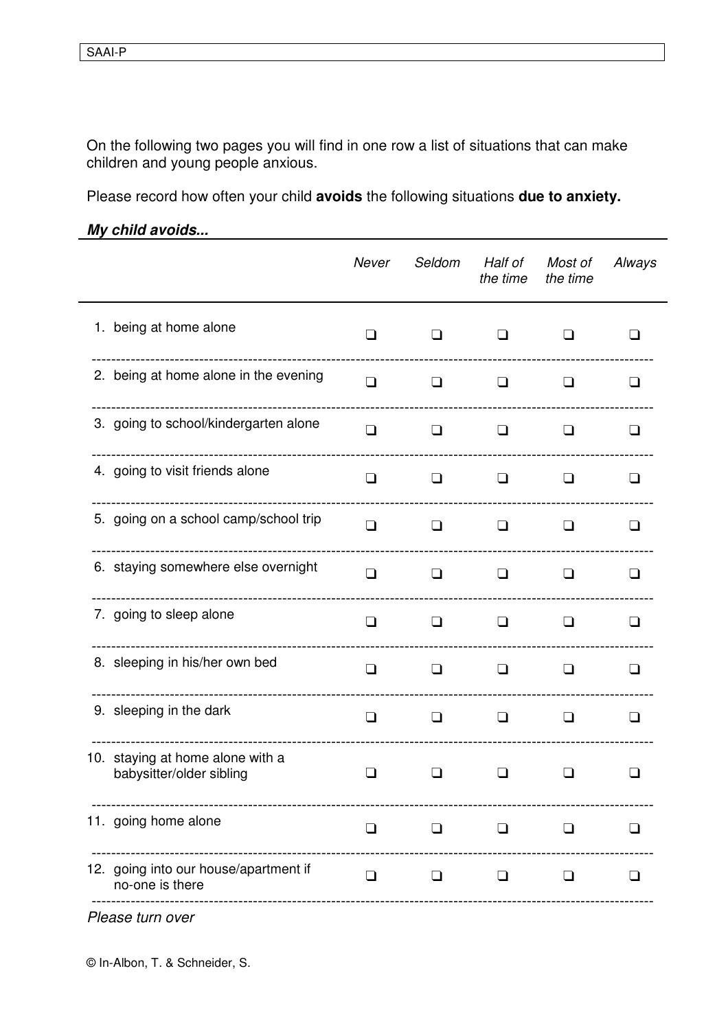On the following two pages you will find in one row a list of situations that can make children and young people anxious.

Please record how often your child **avoids** the following situations **due to anxiety.**

***My child avoids...***

| | *Never* | *Seldom* | *Half of the time* | *Most of the time* | *Always* |
|---|---|---|---|---|---|
| 1. being at home alone | ❑ | ❑ | ❑ | ❑ | ❑ |
| 2. being at home alone in the evening | ❑ | ❑ | ❑ | ❑ | ❑ |
| 3. going to school/kindergarten alone | ❑ | ❑ | ❑ | ❑ | ❑ |
| 4. going to visit friends alone | ❑ | ❑ | ❑ | ❑ | ❑ |
| 5. going on a school camp/school trip | ❑ | ❑ | ❑ | ❑ | ❑ |
| 6. staying somewhere else overnight | ❑ | ❑ | ❑ | ❑ | ❑ |
| 7. going to sleep alone | ❑ | ❑ | ❑ | ❑ | ❑ |
| 8. sleeping in his/her own bed | ❑ | ❑ | ❑ | ❑ | ❑ |
| 9. sleeping in the dark | ❑ | ❑ | ❑ | ❑ | ❑ |
| 10. staying at home alone with a babysitter/older sibling | ❑ | ❑ | ❑ | ❑ | ❑ |
| 11. going home alone | ❑ | ❑ | ❑ | ❑ | ❑ |
| 12. going into our house/apartment if no-one is there | ❑ | ❑ | ❑ | ❑ | ❑ |

*Please turn over*

© In-Albon, T. & Schneider, S.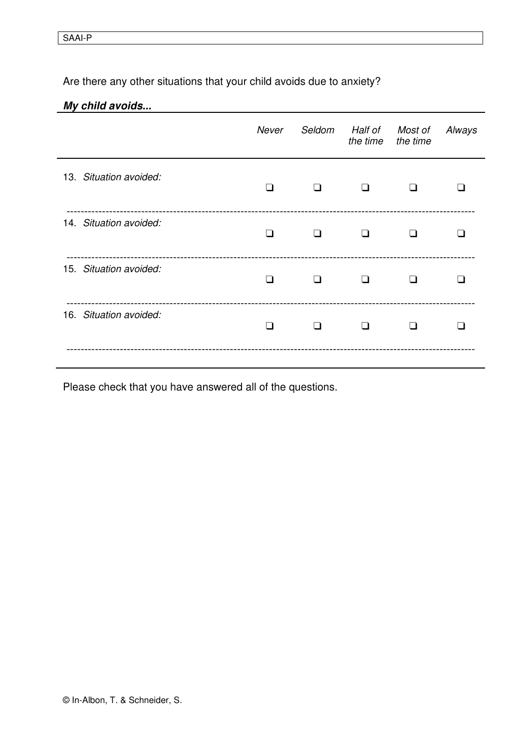Are there any other situations that your child avoids due to anxiety?

***My child avoids...***

| | *Never* | *Seldom* | *Half of the time* | *Most of the time* | *Always* |
|---|---|---|---|---|---|
| 13. *Situation avoided:* | ❑ | ❑ | ❑ | ❑ | ❑ |
| 14. *Situation avoided:* | ❑ | ❑ | ❑ | ❑ | ❑ |
| 15. *Situation avoided:* | ❑ | ❑ | ❑ | ❑ | ❑ |
| 16. *Situation avoided:* | ❑ | ❑ | ❑ | ❑ | ❑ |

Please check that you have answered all of the questions.

© In-Albon, T. & Schneider, S.